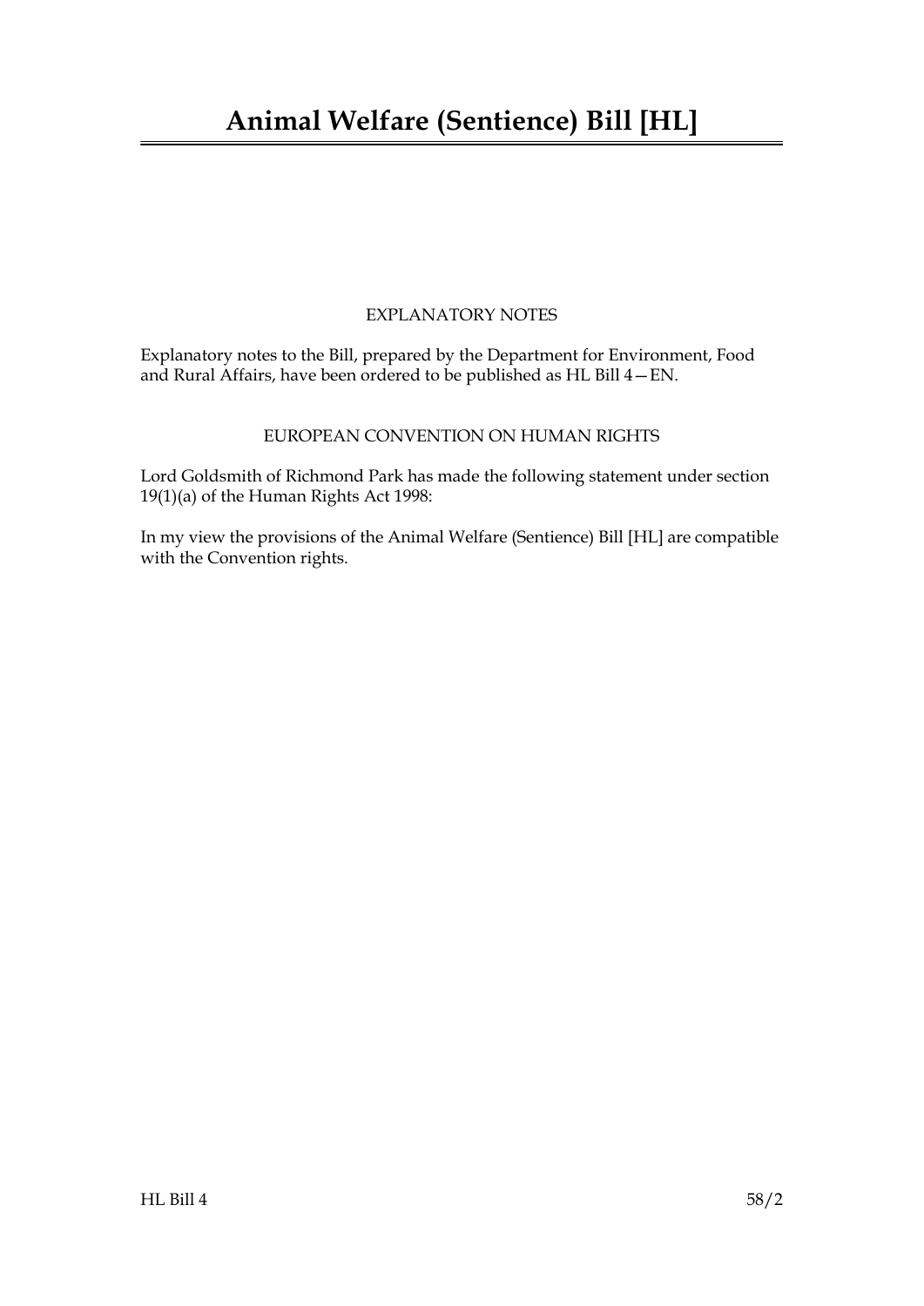# Animal Welfare (Sentience) Bill [HL]

## EXPLANATORY NOTES

Explanatory notes to the Bill, prepared by the Department for Environment, Food and Rural Affairs, have been ordered to be published as HL Bill 4—EN.

## EUROPEAN CONVENTION ON HUMAN RIGHTS

Lord Goldsmith of Richmond Park has made the following statement under section 19(1)(a) of the Human Rights Act 1998:

In my view the provisions of the Animal Welfare (Sentience) Bill [HL] are compatible with the Convention rights.

HL Bill 4 58/2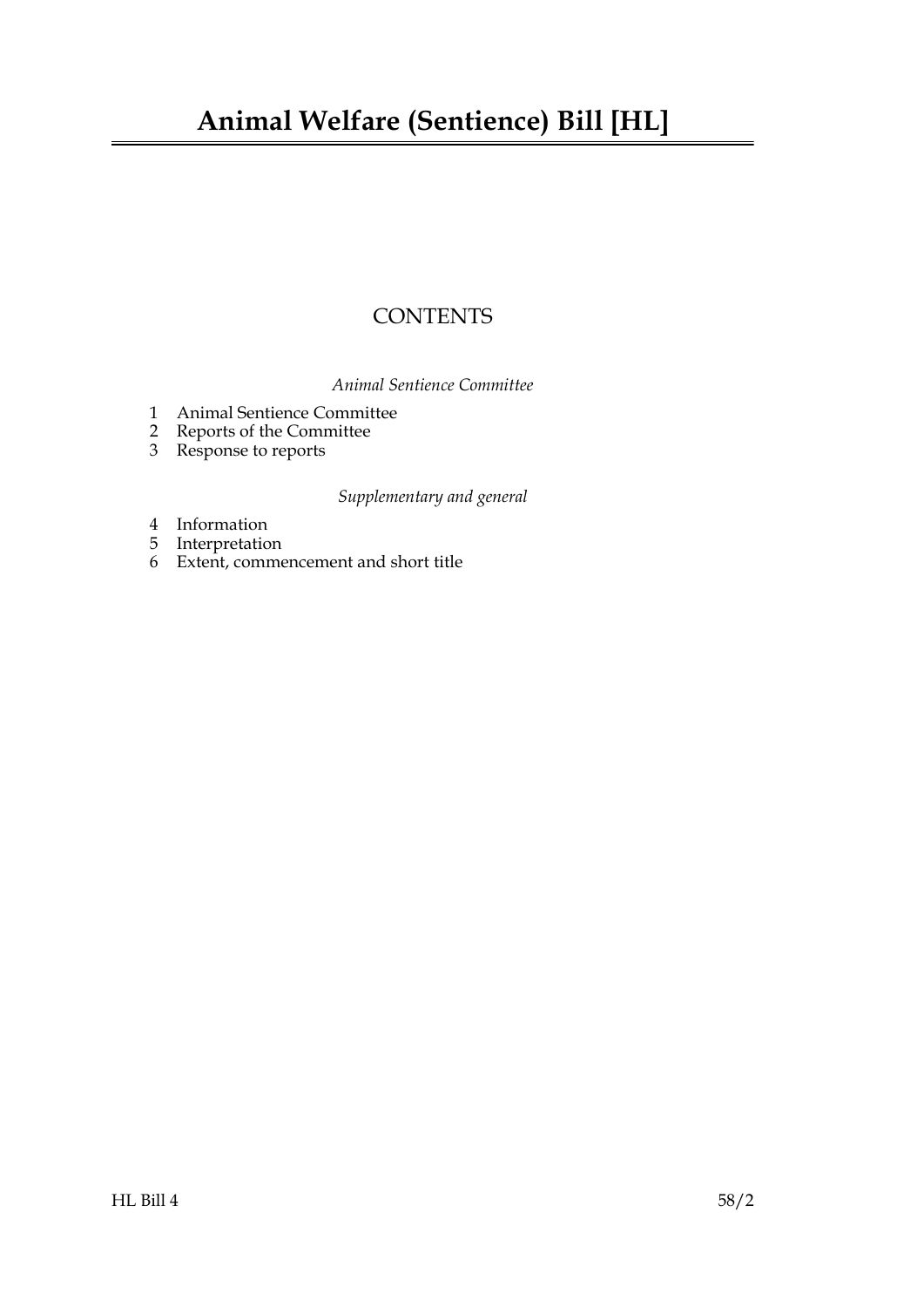# Animal Welfare (Sentience) Bill [HL]

## CONTENTS

*Animal Sentience Committee*

1 Animal Sentience Committee
2 Reports of the Committee
3 Response to reports

*Supplementary and general*

4 Information
5 Interpretation
6 Extent, commencement and short title

HL Bill 4 58/2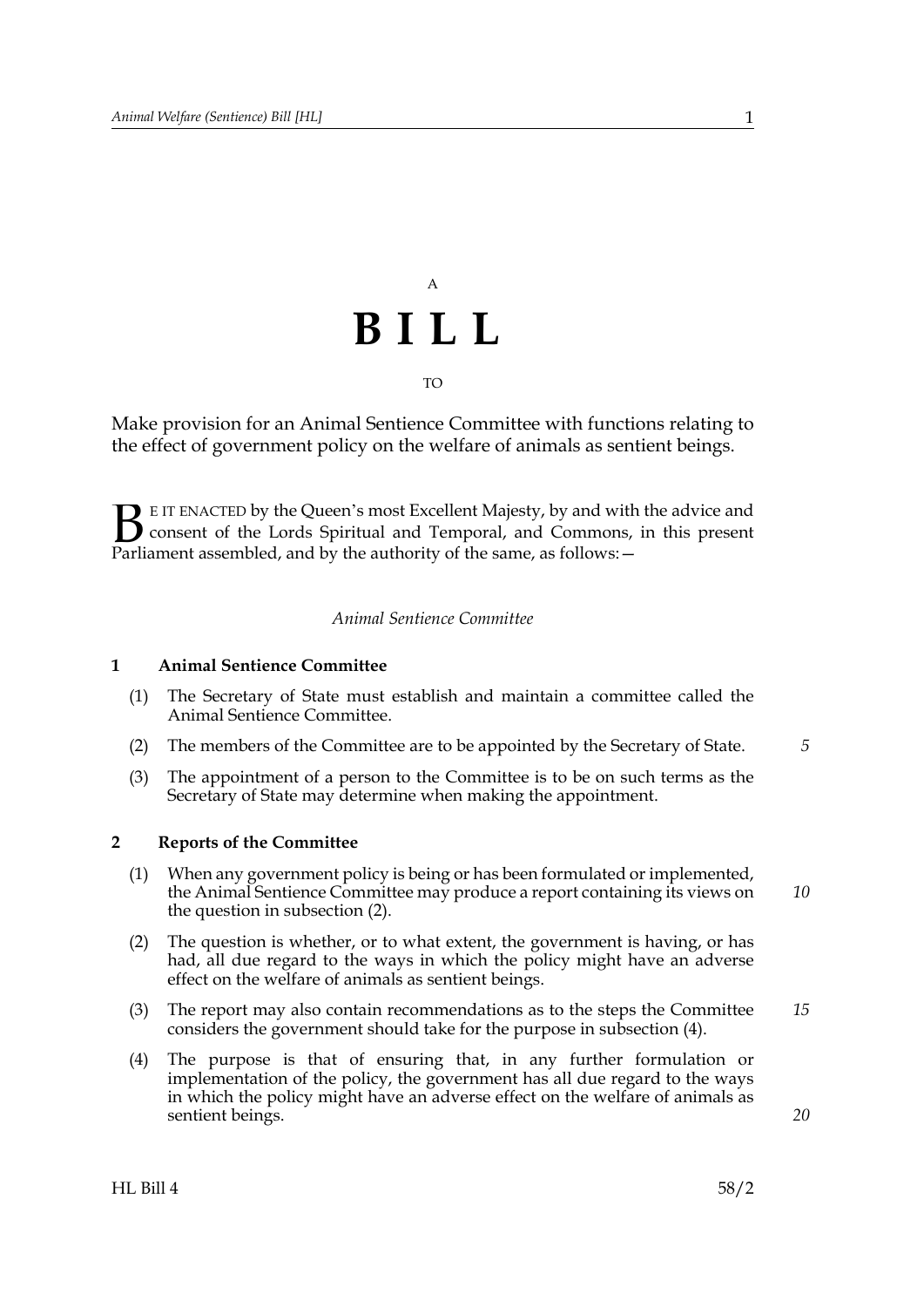A

# BILL

TO

Make provision for an Animal Sentience Committee with functions relating to the effect of government policy on the welfare of animals as sentient beings.

BE IT ENACTED by the Queen's most Excellent Majesty, by and with the advice and consent of the Lords Spiritual and Temporal, and Commons, in this present Parliament assembled, and by the authority of the same, as follows:—

*Animal Sentience Committee*

### 1 Animal Sentience Committee

(1) The Secretary of State must establish and maintain a committee called the Animal Sentience Committee.

(2) The members of the Committee are to be appointed by the Secretary of State.

(3) The appointment of a person to the Committee is to be on such terms as the Secretary of State may determine when making the appointment.

### 2 Reports of the Committee

(1) When any government policy is being or has been formulated or implemented, the Animal Sentience Committee may produce a report containing its views on the question in subsection (2).

(2) The question is whether, or to what extent, the government is having, or has had, all due regard to the ways in which the policy might have an adverse effect on the welfare of animals as sentient beings.

(3) The report may also contain recommendations as to the steps the Committee considers the government should take for the purpose in subsection (4).

(4) The purpose is that of ensuring that, in any further formulation or implementation of the policy, the government has all due regard to the ways in which the policy might have an adverse effect on the welfare of animals as sentient beings.

HL Bill 4 58/2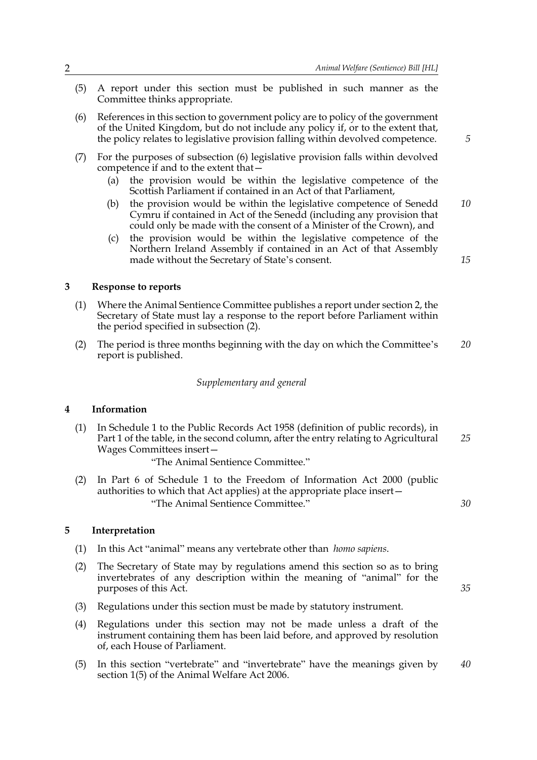(5) A report under this section must be published in such manner as the Committee thinks appropriate.

(6) References in this section to government policy are to policy of the government of the United Kingdom, but do not include any policy if, or to the extent that, the policy relates to legislative provision falling within devolved competence.

(7) For the purposes of subsection (6) legislative provision falls within devolved competence if and to the extent that—

  (a) the provision would be within the legislative competence of the Scottish Parliament if contained in an Act of that Parliament,

  (b) the provision would be within the legislative competence of Senedd Cymru if contained in Act of the Senedd (including any provision that could only be made with the consent of a Minister of the Crown), and

  (c) the provision would be within the legislative competence of the Northern Ireland Assembly if contained in an Act of that Assembly made without the Secretary of State's consent.

## 3 Response to reports

(1) Where the Animal Sentience Committee publishes a report under section 2, the Secretary of State must lay a response to the report before Parliament within the period specified in subsection (2).

(2) The period is three months beginning with the day on which the Committee's report is published.

*Supplementary and general*

## 4 Information

(1) In Schedule 1 to the Public Records Act 1958 (definition of public records), in Part 1 of the table, in the second column, after the entry relating to Agricultural Wages Committees insert—

"The Animal Sentience Committee."

(2) In Part 6 of Schedule 1 to the Freedom of Information Act 2000 (public authorities to which that Act applies) at the appropriate place insert—

"The Animal Sentience Committee."

## 5 Interpretation

(1) In this Act "animal" means any vertebrate other than *homo sapiens*.

(2) The Secretary of State may by regulations amend this section so as to bring invertebrates of any description within the meaning of "animal" for the purposes of this Act.

(3) Regulations under this section must be made by statutory instrument.

(4) Regulations under this section may not be made unless a draft of the instrument containing them has been laid before, and approved by resolution of, each House of Parliament.

(5) In this section "vertebrate" and "invertebrate" have the meanings given by section 1(5) of the Animal Welfare Act 2006.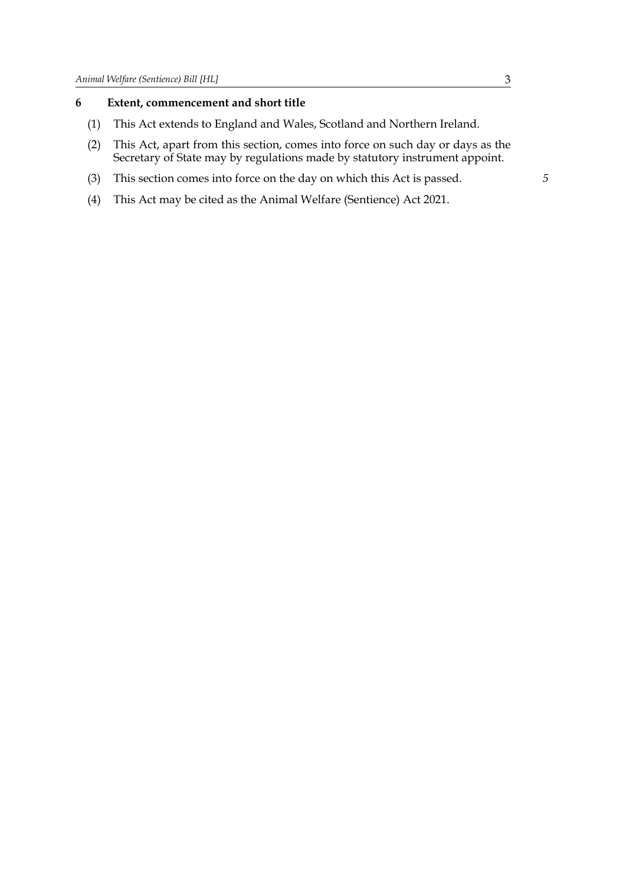**6 Extent, commencement and short title**

(1) This Act extends to England and Wales, Scotland and Northern Ireland.

(2) This Act, apart from this section, comes into force on such day or days as the Secretary of State may by regulations made by statutory instrument appoint.

(3) This section comes into force on the day on which this Act is passed.

(4) This Act may be cited as the Animal Welfare (Sentience) Act 2021.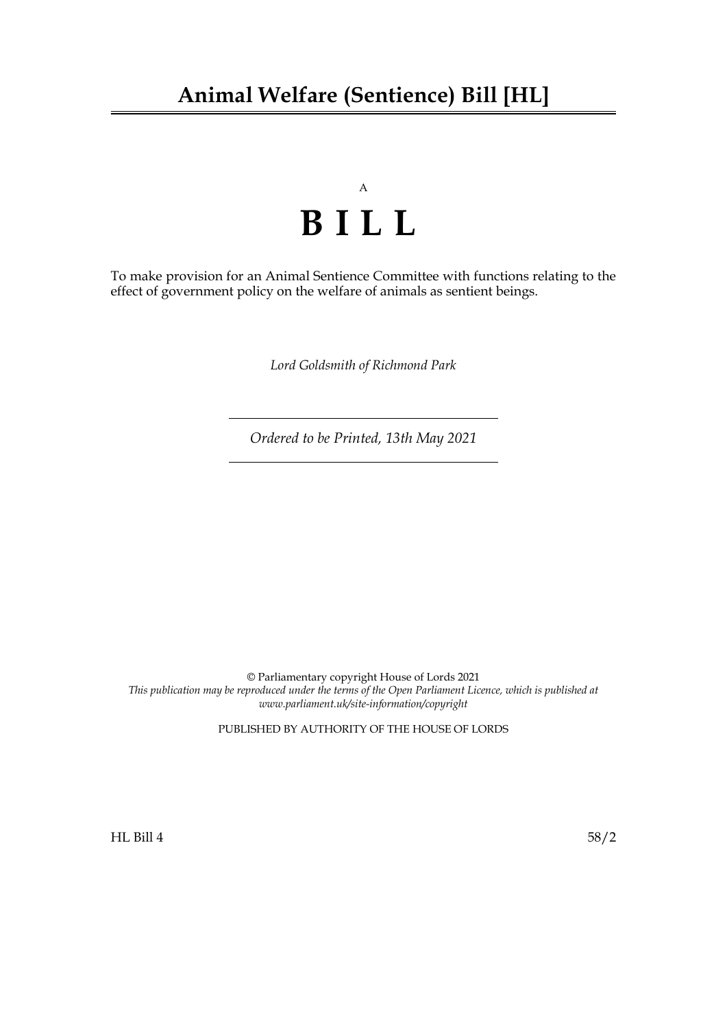# Animal Welfare (Sentience) Bill [HL]

A

# B I L L

To make provision for an Animal Sentience Committee with functions relating to the effect of government policy on the welfare of animals as sentient beings.

*Lord Goldsmith of Richmond Park*

*Ordered to be Printed, 13th May 2021*

© Parliamentary copyright House of Lords 2021
*This publication may be reproduced under the terms of the Open Parliament Licence, which is published at www.parliament.uk/site-information/copyright*

PUBLISHED BY AUTHORITY OF THE HOUSE OF LORDS

HL Bill 4 58/2